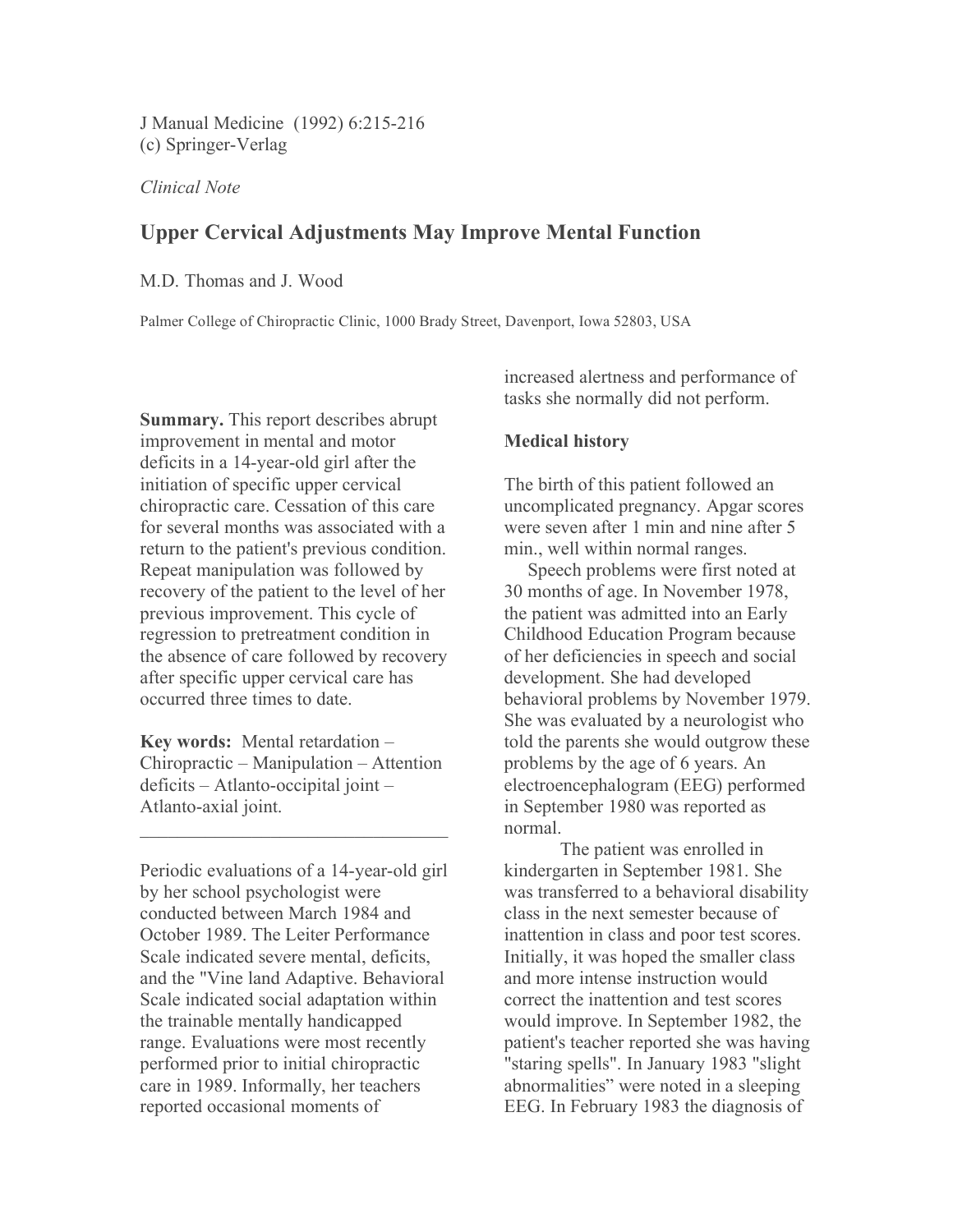J Manual Medicine (1992) 6:215-216
(c) Springer-Verlag

*Clinical Note*

# Upper Cervical Adjustments May Improve Mental Function

M.D. Thomas and J. Wood

Palmer College of Chiropractic Clinic, 1000 Brady Street, Davenport, Iowa 52803, USA

**Summary.** This report describes abrupt improvement in mental and motor deficits in a 14-year-old girl after the initiation of specific upper cervical chiropractic care. Cessation of this care for several months was associated with a return to the patient's previous condition. Repeat manipulation was followed by recovery of the patient to the level of her previous improvement. This cycle of regression to pretreatment condition in the absence of care followed by recovery after specific upper cervical care has occurred three times to date.

**Key words:** Mental retardation – Chiropractic – Manipulation – Attention deficits – Atlanto-occipital joint – Atlanto-axial joint.

---

Periodic evaluations of a 14-year-old girl by her school psychologist were conducted between March 1984 and October 1989. The Leiter Performance Scale indicated severe mental, deficits, and the "Vine land Adaptive. Behavioral Scale indicated social adaptation within the trainable mentally handicapped range. Evaluations were most recently performed prior to initial chiropractic care in 1989. Informally, her teachers reported occasional moments of increased alertness and performance of tasks she normally did not perform.

## Medical history

The birth of this patient followed an uncomplicated pregnancy. Apgar scores were seven after 1 min and nine after 5 min., well within normal ranges.

Speech problems were first noted at 30 months of age. In November 1978, the patient was admitted into an Early Childhood Education Program because of her deficiencies in speech and social development. She had developed behavioral problems by November 1979. She was evaluated by a neurologist who told the parents she would outgrow these problems by the age of 6 years. An electroencephalogram (EEG) performed in September 1980 was reported as normal.

The patient was enrolled in kindergarten in September 1981. She was transferred to a behavioral disability class in the next semester because of inattention in class and poor test scores. Initially, it was hoped the smaller class and more intense instruction would correct the inattention and test scores would improve. In September 1982, the patient's teacher reported she was having "staring spells". In January 1983 "slight abnormalities" were noted in a sleeping EEG. In February 1983 the diagnosis of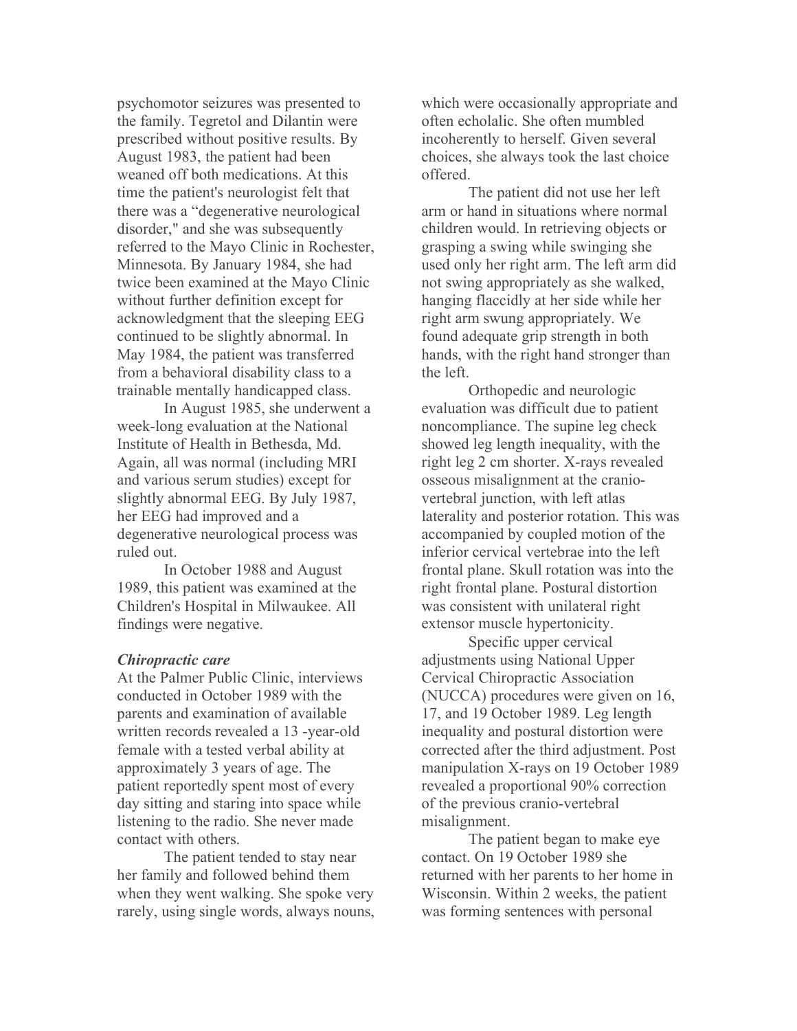psychomotor seizures was presented to the family. Tegretol and Dilantin were prescribed without positive results. By August 1983, the patient had been weaned off both medications. At this time the patient's neurologist felt that there was a "degenerative neurological disorder," and she was subsequently referred to the Mayo Clinic in Rochester, Minnesota. By January 1984, she had twice been examined at the Mayo Clinic without further definition except for acknowledgment that the sleeping EEG continued to be slightly abnormal. In May 1984, the patient was transferred from a behavioral disability class to a trainable mentally handicapped class.

In August 1985, she underwent a week-long evaluation at the National Institute of Health in Bethesda, Md. Again, all was normal (including MRI and various serum studies) except for slightly abnormal EEG. By July 1987, her EEG had improved and a degenerative neurological process was ruled out.

In October 1988 and August 1989, this patient was examined at the Children's Hospital in Milwaukee. All findings were negative.

### *Chiropractic care*

At the Palmer Public Clinic, interviews conducted in October 1989 with the parents and examination of available written records revealed a 13 -year-old female with a tested verbal ability at approximately 3 years of age. The patient reportedly spent most of every day sitting and staring into space while listening to the radio. She never made contact with others.

The patient tended to stay near her family and followed behind them when they went walking. She spoke very rarely, using single words, always nouns, which were occasionally appropriate and often echolalic. She often mumbled incoherently to herself. Given several choices, she always took the last choice offered.

The patient did not use her left arm or hand in situations where normal children would. In retrieving objects or grasping a swing while swinging she used only her right arm. The left arm did not swing appropriately as she walked, hanging flaccidly at her side while her right arm swung appropriately. We found adequate grip strength in both hands, with the right hand stronger than the left.

Orthopedic and neurologic evaluation was difficult due to patient noncompliance. The supine leg check showed leg length inequality, with the right leg 2 cm shorter. X-rays revealed osseous misalignment at the cranio-vertebral junction, with left atlas laterality and posterior rotation. This was accompanied by coupled motion of the inferior cervical vertebrae into the left frontal plane. Skull rotation was into the right frontal plane. Postural distortion was consistent with unilateral right extensor muscle hypertonicity.

Specific upper cervical adjustments using National Upper Cervical Chiropractic Association (NUCCA) procedures were given on 16, 17, and 19 October 1989. Leg length inequality and postural distortion were corrected after the third adjustment. Post manipulation X-rays on 19 October 1989 revealed a proportional 90% correction of the previous cranio-vertebral misalignment.

The patient began to make eye contact. On 19 October 1989 she returned with her parents to her home in Wisconsin. Within 2 weeks, the patient was forming sentences with personal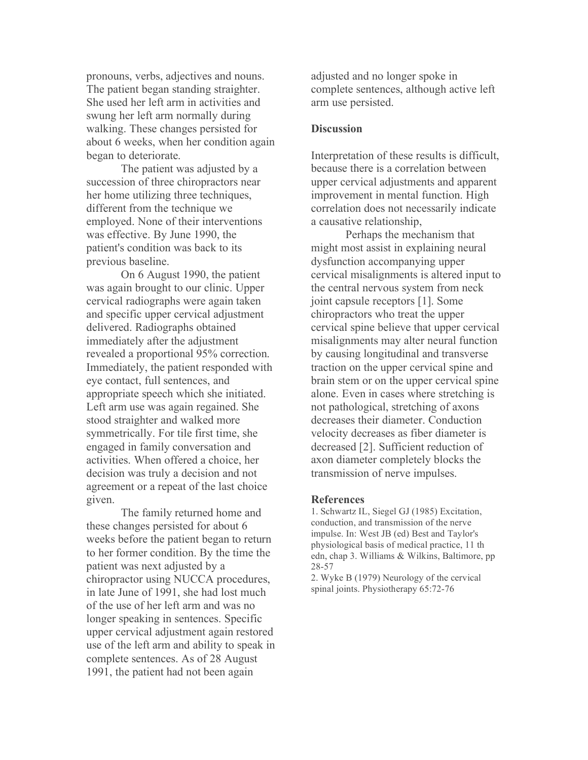pronouns, verbs, adjectives and nouns. The patient began standing straighter. She used her left arm in activities and swung her left arm normally during walking. These changes persisted for about 6 weeks, when her condition again began to deteriorate.

The patient was adjusted by a succession of three chiropractors near her home utilizing three techniques, different from the technique we employed. None of their interventions was effective. By June 1990, the patient's condition was back to its previous baseline.

On 6 August 1990, the patient was again brought to our clinic. Upper cervical radiographs were again taken and specific upper cervical adjustment delivered. Radiographs obtained immediately after the adjustment revealed a proportional 95% correction. Immediately, the patient responded with eye contact, full sentences, and appropriate speech which she initiated. Left arm use was again regained. She stood straighter and walked more symmetrically. For tile first time, she engaged in family conversation and activities. When offered a choice, her decision was truly a decision and not agreement or a repeat of the last choice given.

The family returned home and these changes persisted for about 6 weeks before the patient began to return to her former condition. By the time the patient was next adjusted by a chiropractor using NUCCA procedures, in late June of 1991, she had lost much of the use of her left arm and was no longer speaking in sentences. Specific upper cervical adjustment again restored use of the left arm and ability to speak in complete sentences. As of 28 August 1991, the patient had not been again adjusted and no longer spoke in complete sentences, although active left arm use persisted.

## Discussion

Interpretation of these results is difficult, because there is a correlation between upper cervical adjustments and apparent improvement in mental function. High correlation does not necessarily indicate a causative relationship,

Perhaps the mechanism that might most assist in explaining neural dysfunction accompanying upper cervical misalignments is altered input to the central nervous system from neck joint capsule receptors [1]. Some chiropractors who treat the upper cervical spine believe that upper cervical misalignments may alter neural function by causing longitudinal and transverse traction on the upper cervical spine and brain stem or on the upper cervical spine alone. Even in cases where stretching is not pathological, stretching of axons decreases their diameter. Conduction velocity decreases as fiber diameter is decreased [2]. Sufficient reduction of axon diameter completely blocks the transmission of nerve impulses.

## References

1. Schwartz IL, Siegel GJ (1985) Excitation, conduction, and transmission of the nerve impulse. In: West JB (ed) Best and Taylor's physiological basis of medical practice, 11 th edn, chap 3. Williams & Wilkins, Baltimore, pp 28-57
2. Wyke B (1979) Neurology of the cervical spinal joints. Physiotherapy 65:72-76